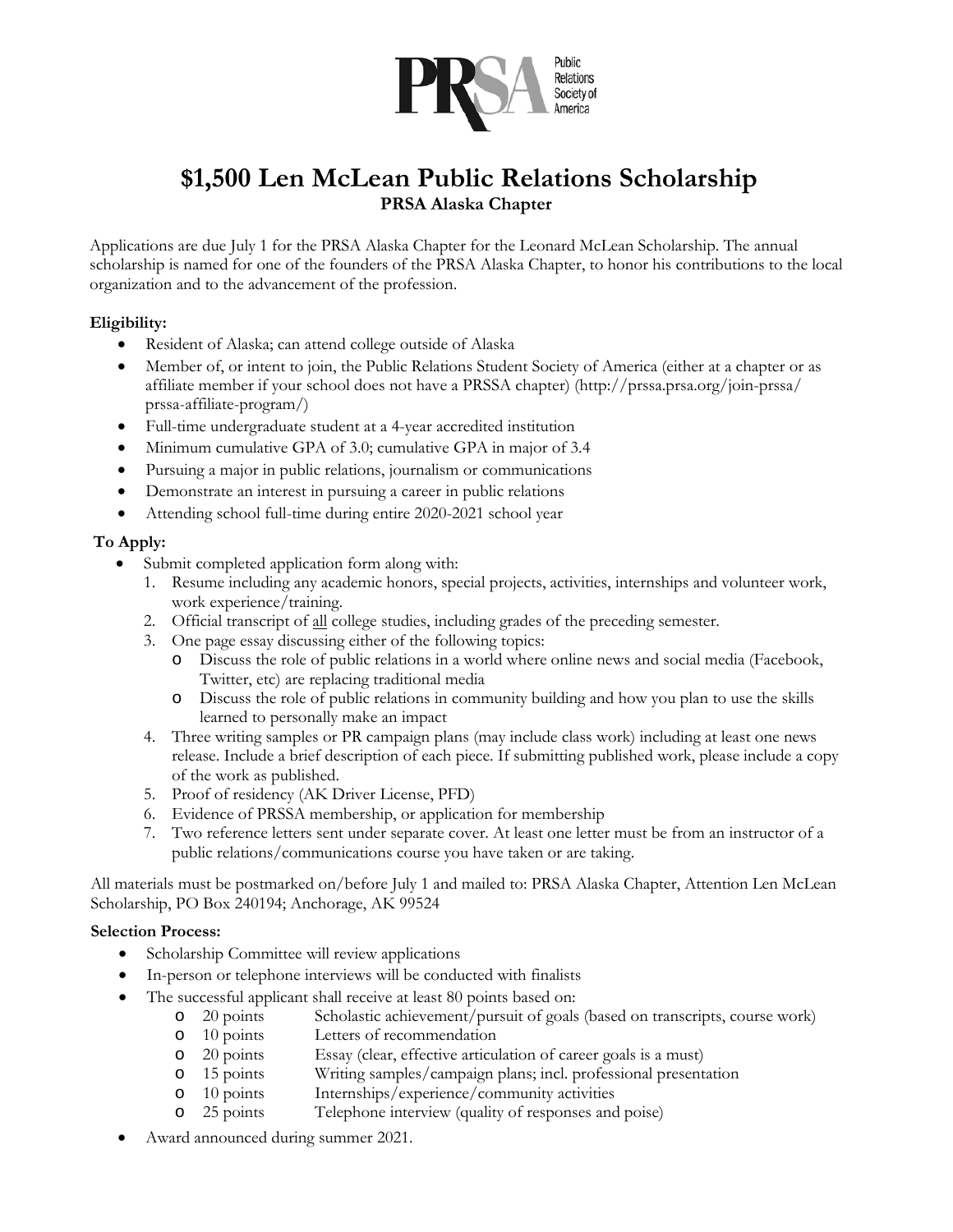# $1,500 Len McLean Public Relations Scholarship

**PRSA Alaska Chapter**

Applications are due July 1 for the PRSA Alaska Chapter for the Leonard McLean Scholarship. The annual scholarship is named for one of the founders of the PRSA Alaska Chapter, to honor his contributions to the local organization and to the advancement of the profession.

**Eligibility:**

- Resident of Alaska; can attend college outside of Alaska
- Member of, or intent to join, the Public Relations Student Society of America (either at a chapter or as affiliate member if your school does not have a PRSSA chapter) (http://prssa.prsa.org/join-prssa/prssa-affiliate-program/)
- Full-time undergraduate student at a 4-year accredited institution
- Minimum cumulative GPA of 3.0; cumulative GPA in major of 3.4
- Pursuing a major in public relations, journalism or communications
- Demonstrate an interest in pursuing a career in public relations
- Attending school full-time during entire 2020-2021 school year

**To Apply:**

- Submit completed application form along with:
  1. Resume including any academic honors, special projects, activities, internships and volunteer work, work experience/training.
  2. Official transcript of all college studies, including grades of the preceding semester.
  3. One page essay discussing either of the following topics:
     - Discuss the role of public relations in a world where online news and social media (Facebook, Twitter, etc) are replacing traditional media
     - Discuss the role of public relations in community building and how you plan to use the skills learned to personally make an impact
  4. Three writing samples or PR campaign plans (may include class work) including at least one news release. Include a brief description of each piece. If submitting published work, please include a copy of the work as published.
  5. Proof of residency (AK Driver License, PFD)
  6. Evidence of PRSSA membership, or application for membership
  7. Two reference letters sent under separate cover. At least one letter must be from an instructor of a public relations/communications course you have taken or are taking.

All materials must be postmarked on/before July 1 and mailed to: PRSA Alaska Chapter, Attention Len McLean Scholarship, PO Box 240194; Anchorage, AK 99524

**Selection Process:**

- Scholarship Committee will review applications
- In-person or telephone interviews will be conducted with finalists
- The successful applicant shall receive at least 80 points based on:
  - 20 points — Scholastic achievement/pursuit of goals (based on transcripts, course work)
  - 10 points — Letters of recommendation
  - 20 points — Essay (clear, effective articulation of career goals is a must)
  - 15 points — Writing samples/campaign plans; incl. professional presentation
  - 10 points — Internships/experience/community activities
  - 25 points — Telephone interview (quality of responses and poise)
- Award announced during summer 2021.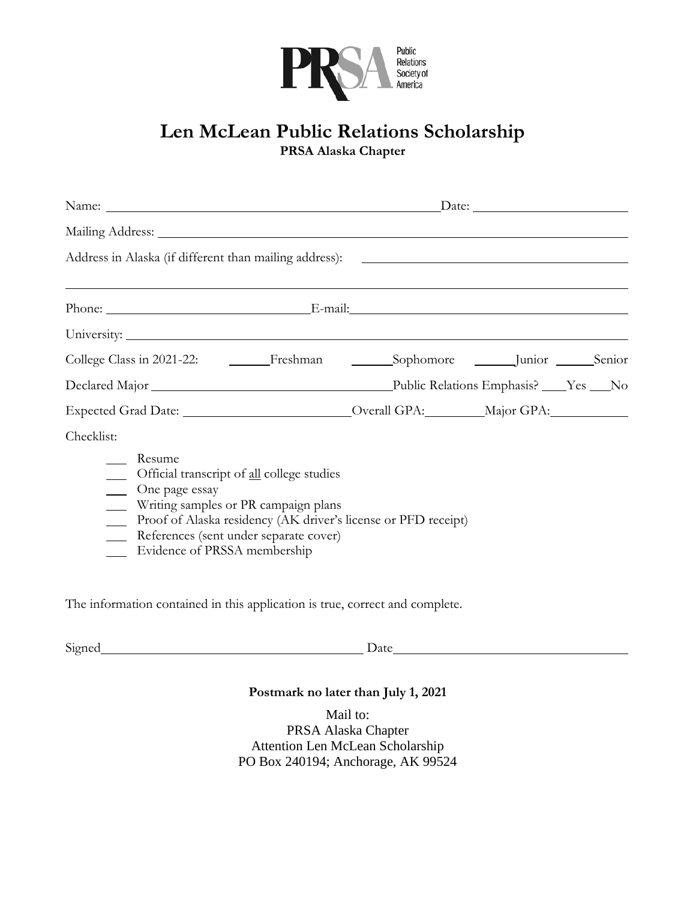Public Relations Society of America

# Len McLean Public Relations Scholarship

**PRSA Alaska Chapter**

Name: \_\_\_\_\_\_\_\_\_\_\_\_\_\_\_\_\_\_\_\_\_\_\_\_\_\_\_\_\_\_\_\_\_\_\_\_\_\_\_\_ Date: \_\_\_\_\_\_\_\_\_\_\_\_\_\_\_\_\_\_

Mailing Address: \_\_\_\_\_\_\_\_\_\_\_\_\_\_\_\_\_\_\_\_\_\_\_\_\_\_\_\_\_\_\_\_\_\_\_\_\_\_\_\_\_\_\_\_\_\_\_\_\_\_

Address in Alaska (if different than mailing address): \_\_\_\_\_\_\_\_\_\_\_\_\_\_\_\_\_\_\_\_\_\_\_\_\_\_\_\_\_\_\_

\_\_\_\_\_\_\_\_\_\_\_\_\_\_\_\_\_\_\_\_\_\_\_\_\_\_\_\_\_\_\_\_\_\_\_\_\_\_\_\_\_\_\_\_\_\_\_\_\_\_\_\_\_\_\_\_\_\_\_\_\_\_\_\_\_\_\_\_

Phone: \_\_\_\_\_\_\_\_\_\_\_\_\_\_\_\_\_\_\_\_\_\_\_\_ E-mail: \_\_\_\_\_\_\_\_\_\_\_\_\_\_\_\_\_\_\_\_\_\_\_\_\_\_\_\_\_\_\_\_\_\_

University: \_\_\_\_\_\_\_\_\_\_\_\_\_\_\_\_\_\_\_\_\_\_\_\_\_\_\_\_\_\_\_\_\_\_\_\_\_\_\_\_\_\_\_\_\_\_\_\_\_\_\_\_\_\_\_\_

College Class in 2021-22: \_\_\_\_\_ Freshman \_\_\_\_\_ Sophomore \_\_\_\_\_ Junior \_\_\_\_\_ Senior

Declared Major \_\_\_\_\_\_\_\_\_\_\_\_\_\_\_\_\_\_\_\_\_\_\_\_\_\_\_\_\_\_ Public Relations Emphasis? \_\_\_ Yes \_\_\_ No

Expected Grad Date: \_\_\_\_\_\_\_\_\_\_\_\_\_\_\_\_\_\_\_\_ Overall GPA: \_\_\_\_\_\_\_ Major GPA: \_\_\_\_\_\_\_\_\_

Checklist:

- \_\_\_ Resume
- \_\_\_ Official transcript of <u>all</u> college studies
- \_\_\_ One page essay
- \_\_\_ Writing samples or PR campaign plans
- \_\_\_ Proof of Alaska residency (AK driver's license or PFD receipt)
- \_\_\_ References (sent under separate cover)
- \_\_\_ Evidence of PRSSA membership

The information contained in this application is true, correct and complete.

Signed \_\_\_\_\_\_\_\_\_\_\_\_\_\_\_\_\_\_\_\_\_\_\_\_\_\_\_\_\_\_\_\_\_\_ Date \_\_\_\_\_\_\_\_\_\_\_\_\_\_\_\_\_\_\_\_\_\_\_\_\_\_\_\_\_\_

**Postmark no later than July 1, 2021**

Mail to:
PRSA Alaska Chapter
Attention Len McLean Scholarship
PO Box 240194; Anchorage, AK 99524